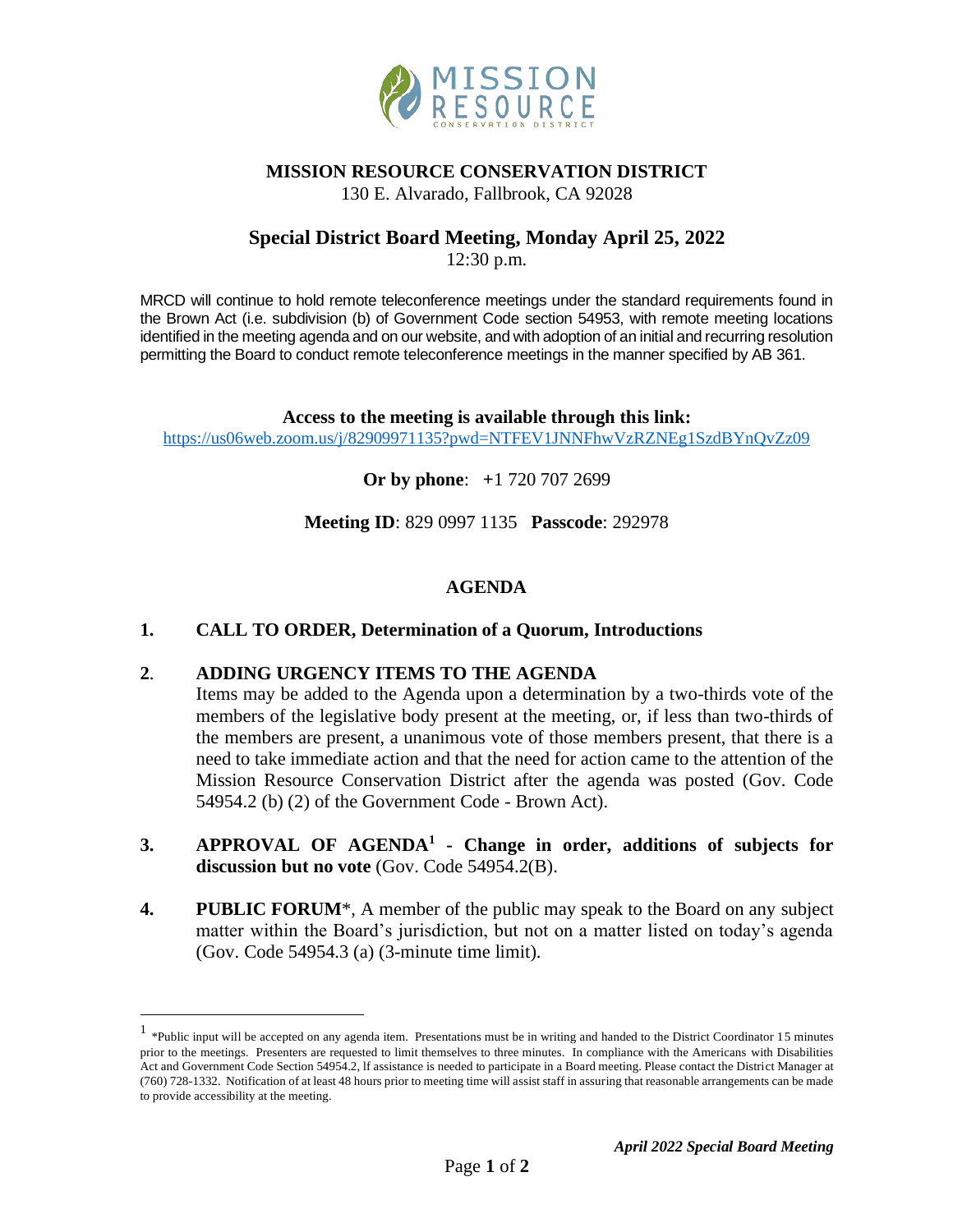# MISSION RESOURCE CONSERVATION DISTRICT

130 E. Alvarado, Fallbrook, CA 92028

## Special District Board Meeting, Monday April 25, 2022

12:30 p.m.

MRCD will continue to hold remote teleconference meetings under the standard requirements found in the Brown Act (i.e. subdivision (b) of Government Code section 54953, with remote meeting locations identified in the meeting agenda and on our website, and with adoption of an initial and recurring resolution permitting the Board to conduct remote teleconference meetings in the manner specified by AB 361.

**Access to the meeting is available through this link:**
https://us06web.zoom.us/j/82909971135?pwd=NTFEV1JNNFhwVzRZNEg1SzdBYnQvZz09

**Or by phone**: +1 720 707 2699

**Meeting ID**: 829 0997 1135 **Passcode**: 292978

## AGENDA

**1. CALL TO ORDER, Determination of a Quorum, Introductions**

**2. ADDING URGENCY ITEMS TO THE AGENDA**

Items may be added to the Agenda upon a determination by a two-thirds vote of the members of the legislative body present at the meeting, or, if less than two-thirds of the members are present, a unanimous vote of those members present, that there is a need to take immediate action and that the need for action came to the attention of the Mission Resource Conservation District after the agenda was posted (Gov. Code 54954.2 (b) (2) of the Government Code - Brown Act).

**3. APPROVAL OF AGENDA[1] - Change in order, additions of subjects for discussion but no vote** (Gov. Code 54954.2(B).

**4. PUBLIC FORUM***, A member of the public may speak to the Board on any subject matter within the Board's jurisdiction, but not on a matter listed on today's agenda (Gov. Code 54954.3 (a) (3-minute time limit).

---

[1] *Public input will be accepted on any agenda item. Presentations must be in writing and handed to the District Coordinator 15 minutes prior to the meetings. Presenters are requested to limit themselves to three minutes. In compliance with the Americans with Disabilities Act and Government Code Section 54954.2, lf assistance is needed to participate in a Board meeting. Please contact the District Manager at (760) 728-1332. Notification of at least 48 hours prior to meeting time will assist staff in assuring that reasonable arrangements can be made to provide accessibility at the meeting.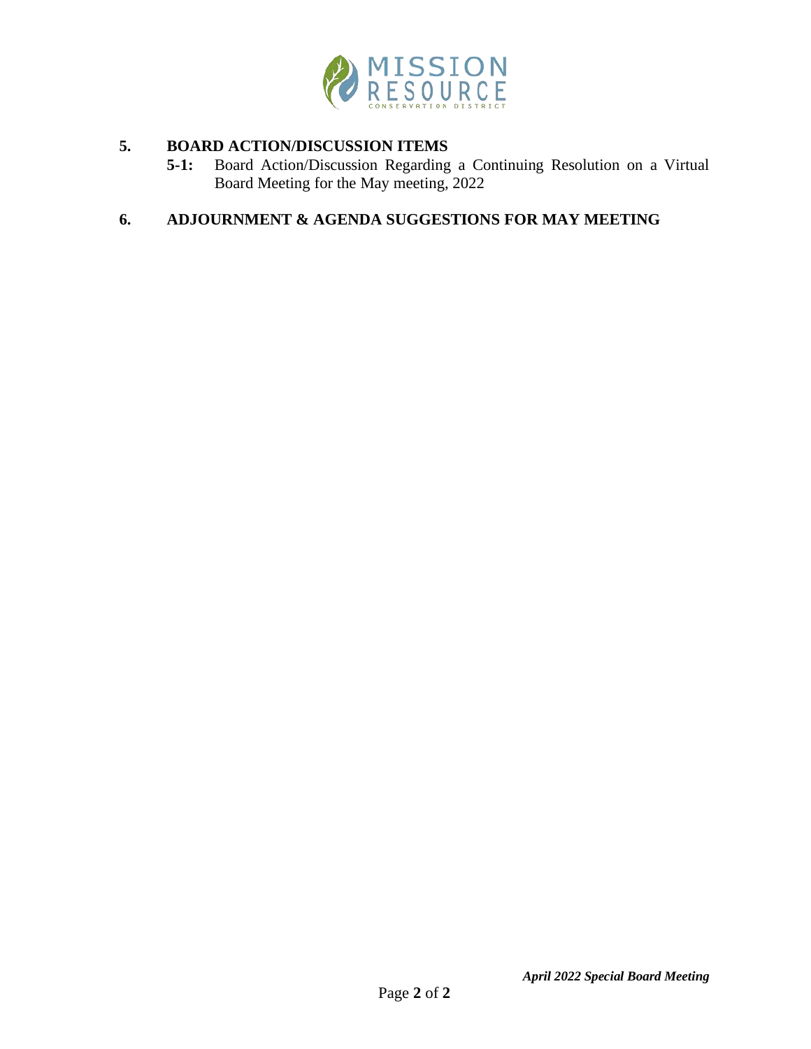## 5. BOARD ACTION/DISCUSSION ITEMS

**5-1:** Board Action/Discussion Regarding a Continuing Resolution on a Virtual Board Meeting for the May meeting, 2022

## 6. ADJOURNMENT & AGENDA SUGGESTIONS FOR MAY MEETING